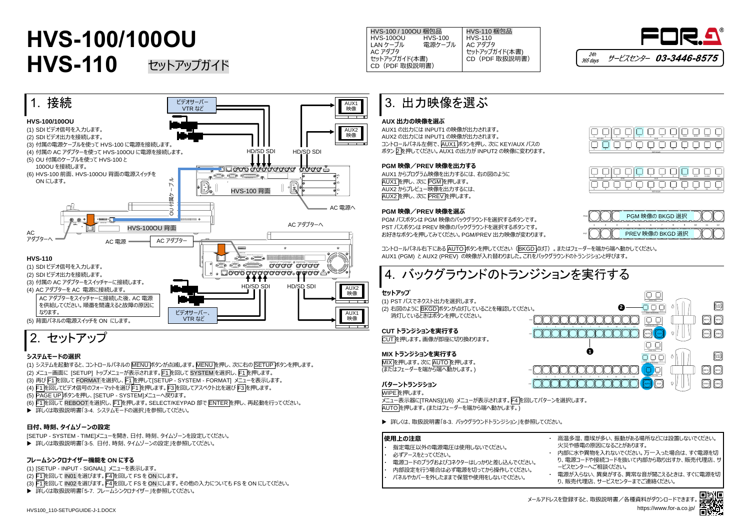# HVS-100/100OU
# HVS-110 セットアップガイド

| HVS-100 / 100OU 梱包品 | | HVS-110 梱包品 |
|---|---|---|
| HVS-100OU | HVS-100 | HVS-110 |
| LAN ケーブル | 電源ケーブル | AC アダプタ |
| AC アダプタ | | セットアップガイド(本書) |
| セットアップガイド(本書) | | CD（PDF 取扱説明書） |
| CD（PDF 取扱説明書） | | |

24h 365 days サービスセンター 03-3446-8575

## 1. 接続

### HVS-100/100OU

(1) SDI ビデオ信号を入力します。
(2) SDI ビデオ出力を接続します。
(3) 付属の電源ケーブルを使って HVS-100 に電源を接続します。
(4) 付属の AC アダプターを使って HVS-100OU に電源を接続します。
(5) OU 付属のケーブルを使って HVS-100 と 100OU を接続します。
(6) HVS-100 前面、HVS-100OU 背面の電源スイッチを ON にします。

### HVS-110

(1) SDI ビデオ信号を入力します。
(2) SDI ビデオ出力を接続します。
(3) 付属の AC アダプターをスイッチャーに接続します。
(4) AC アダプターを AC 電源に接続します。

AC アダプターをスイッチャーに接続した後、AC 電源を供給してください。順番を間違えると故障の原因になります。

(5) 背面パネルの電源スイッチを ON にします。

## 2. セットアップ

### システムモードの選択

(1) システムを起動すると、コントロールパネルの MENU ボタンが点滅します。MENU を押し、次に右の SETUP ボタンを押します。
(2) メニュー画面に [SETUP] トップメニューが表示されます。F1 を回して SYSTEM を選択し、F1 を押します。
(3) 再び F1 を回して FORMAT を選択し、F1 を押して[SETUP - SYSTEM - FORMAT] メニューを表示します。
(4) F1 を回してビデオ信号のフォーマットを選び F1 を押します。F3 を回してアスペクト比を選び F3 を押します。
(5) PAGE UP ボタンを押し、[SETUP - SYSTEM]メニューへ戻ります。
(6) F1 を回して REBOOT を選択し、F1 を押します。SELECT/KEYPAD 部で ENTER を押し、再起動を行ってください。

▶ 詳しくは取扱説明書「3-4. システムモードの選択」を参照してください。

### 日付、時刻、タイムゾーンの設定

[SETUP - SYSTEM - TIME]メニューを開き、日付、時刻、タイムゾーンを設定してください。

▶ 詳しくは取扱説明書「3-5. 日付、時刻、タイムゾーンの設定」を参照してください。

### フレームシンクロナイザー機能を ON にする

(1) [SETUP - INPUT - SIGNAL] メニューを表示します。
(2) F1 を回して IN01 を選びます。F4 を回して FS を ON にします。
(3) F1 を回して IN02 を選びます。F4 を回して FS を ON にします。その他の入力についても FS を ON にしてください。

▶ 詳しくは取扱説明書「5-7. フレームシンクロナイザー」を参照してください。

## 3. 出力映像を選ぶ

### AUX 出力の映像を選ぶ

AUX1 の出力には INPUT1 の映像が出力されます。
AUX2 の出力には INPUT1 の映像が出力されます。
コントロールパネル左側で、AUX1 ボタンを押し、次に KEY/AUX バスのボタン 2 を押してください。AUX1 の出力が INPUT2 の映像に変わります。

### PGM 映像／PREV 映像を出力する

AUX1 からプログラム映像を出力するには、右の図のように AUX1 を押し、次に PGM を押します。
AUX2 からプレビュー映像を出力するには、AUX2 を押し、次に PREV を押します。

### PGM 映像／PREV 映像を選ぶ

PGM バスボタンは PGM 映像のバックグラウンドを選択するボタンです。
PST バスボタンは PREV 映像のバックグラウンドを選択するボタンです。
お好きなボタンを押してみてください。PGM/PREV 出力映像が変わります。

PGM 映像の BKGD 選択
PREV 映像の BKGD 選択

コントロールパネル右下にある AUTO ボタンを押してください（BKGD 点灯）。またはフェーダーを端から端へ動かしてください。
AUX1 (PGM) と AUX2 (PREV) の映像が入れ替わりました。これをバックグラウンドのトランジションと呼びます。

## 4. バックグラウンドのトランジションを実行する

### セットアップ

(1) PST バスでネクスト出力を選択します。
(2) 右図のように BKGD ボタンが点灯していることを確認してください。消灯しているときはボタンを押してください。

### CUT トランジションを実行する

CUT を押します。画像が即座に切り換わります。

### MIX トランジションを実行する

MIX を押します。次に AUTO を押します。
(またはフェーダーを端から端へ動かします。)

### パターントランジション

WIPE を押します。
メニュー表示器に[TRANS](1/6) メニューが表示されます。F4 を回してパターンを選択します。
AUTO を押します。(またはフェーダーを端から端へ動かします。)

▶ 詳しくは、取扱説明書「8-3. バックグラウンドトランジション」を参照してください。

### 使用上の注意

- 指定電圧以外の電源電圧は使用しないでください。
- 必ずアースをとってください。
- 電源コードのプラグおよびコネクターはしっかりと差し込んでください。
- 内部設定を行う場合は必ず電源を切ってから操作してください。
- パネルやカバーを外したままで保管や使用をしないでください。
- 高温多湿、塵埃が多い、振動がある場所などには設置しないでください。火災や感電の原因になることがあります。
- 内部に水や異物を入れないでください。万一入った場合は、すぐ電源を切り、電源コードや接続コードを抜いて内部から取り出すか、販売代理店、サービスセンターへご相談ください。
- 電源が入らない、異臭がする、異常な音が聞こえるときは、すぐに電源を切り、販売代理店、サービスセンターまでご連絡ください。

メールアドレスを登録すると、取扱説明書／各種資料がダウンロードできます。
https://www.for-a.co.jp/

HVS100_110-SETUPGUIDE-J-1.DOCX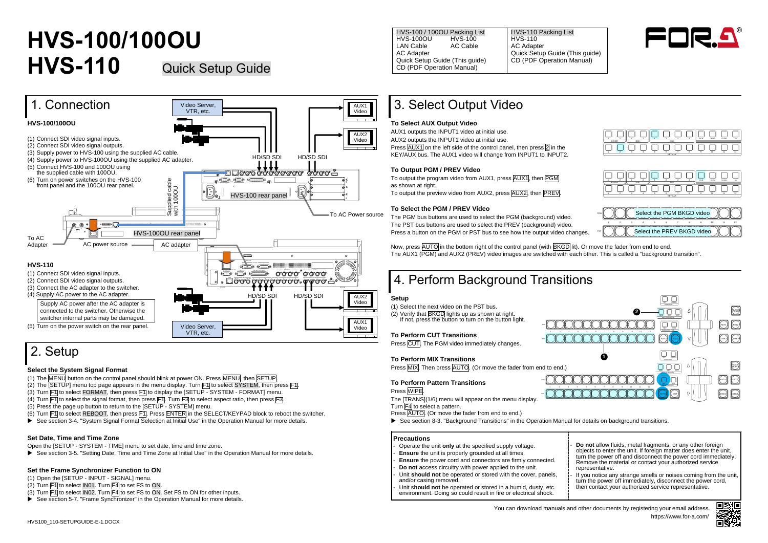# HVS-100/100OU
# HVS-110

Quick Setup Guide

| HVS-100 / 100OU Packing List | | HVS-110 Packing List |
|---|---|---|
| HVS-100OU | HVS-100 | HVS-110 |
| LAN Cable | AC Cable | AC Adapter |
| AC Adapter | | Quick Setup Guide (This guide) |
| Quick Setup Guide (This guide) | | CD (PDF Operation Manual) |
| CD (PDF Operation Manual) | | |

## 1. Connection

### HVS-100/100OU

(1) Connect SDI video signal inputs.
(2) Connect SDI video signal outputs.
(3) Supply power to HVS-100 using the supplied AC cable.
(4) Supply power to HVS-100OU using the supplied AC adapter.
(5) Connect HVS-100 and 100OU using the supplied cable with 100OU.
(6) Turn on power switches on the HVS-100 front panel and the 100OU rear panel.

Video Server, VTR, etc.
AUX1 Video
AUX2 Video
HD/SD SDI
HD/SD SDI
Supplied cable with 100OU
HVS-100 rear panel
To AC Power source
HVS-100OU rear panel
To AC Adapter
AC power source
AC adapter

### HVS-110

(1) Connect SDI video signal inputs.
(2) Connect SDI video signal outputs.
(3) Connect the AC adapter to the switcher.
(4) Supply AC power to the AC adapter.

Supply AC power after the AC adapter is connected to the switcher. Otherwise the switcher internal parts may be damaged.

(5) Turn on the power switch on the rear panel.

HD/SD SDI
HD/SD SDI
AUX2 Video
AUX1 Video
Video Server, VTR, etc.

## 2. Setup

### Select the System Signal Format

(1) The MENU button on the control panel should blink at power ON. Press MENU, then SETUP.
(2) The [SETUP] menu top page appears in the menu display. Turn F1 to select SYSTEM, then press F1.
(3) Turn F1 to select FORMAT, then press F1 to display the [SETUP - SYSTEM - FORMAT] menu.
(4) Turn F1 to select the signal format, then press F1. Turn F3 to select aspect ratio, then press F3.
(5) Press the page up button to return to the [SETUP - SYSTEM] menu.
(6) Turn F1 to select REBOOT, then press F1. Press ENTER in the SELECT/KEYPAD block to reboot the switcher.

▶ See section 3-4. "System Signal Format Selection at Initial Use" in the Operation Manual for more details.

### Set Date, Time and Time Zone

Open the [SETUP - SYSTEM - TIME] menu to set date, time and time zone.

▶ See section 3-5. "Setting Date, Time and Time Zone at Initial Use" in the Operation Manual for more details.

### Set the Frame Synchronizer Function to ON

(1) Open the [SETUP - INPUT - SIGNAL] menu.
(2) Turn F1 to select IN01. Turn F4 to set FS to ON.
(3) Turn F1 to select IN02. Turn F4 to set FS to ON. Set FS to ON for other inputs.

▶ See section 5-7. "Frame Synchronizer" in the Operation Manual for more details.

## 3. Select Output Video

### To Select AUX Output Video

AUX1 outputs the INPUT1 video at initial use.
AUX2 outputs the INPUT1 video at initial use.
Press AUX1 on the left side of the control panel, then press 2 in the KEY/AUX bus. The AUX1 video will change from INPUT1 to INPUT2.

### To Output PGM / PREV Video

To output the program video from AUX1, press AUX1, then PGM as shown at right.
To output the preview video from AUX2, press AUX2, then PREV.

### To Select the PGM / PREV Video

The PGM bus buttons are used to select the PGM (background) video.
The PST bus buttons are used to select the PREV (background) video.
Press a button on the PGM or PST bus to see how the output video changes.

Select the PGM BKGD video
Select the PREV BKGD video

Now, press AUTO in the bottom right of the control panel (with BKGD lit). Or move the fader from end to end.
The AUX1 (PGM) and AUX2 (PREV) video images are switched with each other. This is called a "background transition".

## 4. Perform Background Transitions

### Setup

(1) Select the next video on the PST bus.
(2) Verify that BKGD lights up as shown at right. If not, press the button to turn on the button light.

### To Perform CUT Transitions

Press CUT. The PGM video immediately changes.

### To Perform MIX Transitions

Press MIX. Then press AUTO. (Or move the fader from end to end.)

### To Perform Pattern Transitions

Press WIPE.
The [TRANS](1/6) menu will appear on the menu display.
Turn F4 to select a pattern.
Press AUTO. (Or move the fader from end to end.)

▶ See section 8-3. "Background Transitions" in the Operation Manual for details on background transitions.

### Precautions

- Operate the unit **only** at the specified supply voltage.
- **Ensure** the unit is properly grounded at all times.
- **Ensure** the power cord and connectors are firmly connected.
- **Do not** access circuitry with power applied to the unit.
- Unit **should not** be operated or stored with the cover, panels, and/or casing removed.
- Unit **should not** be operated or stored in a humid, dusty, etc. environment. Doing so could result in fire or electrical shock.
- **Do not** allow fluids, metal fragments, or any other foreign objects to enter the unit. If foreign matter does enter the unit, turn the power off and disconnect the power cord immediately. Remove the material or contact your authorized service representative.
- If you notice any strange smells or noises coming from the unit, turn the power off immediately, disconnect the power cord, then contact your authorized service representative.

You can download manuals and other documents by registering your email address.
https://www.for-a.com/

HVS100_110-SETUPGUIDE-E-1.DOCX